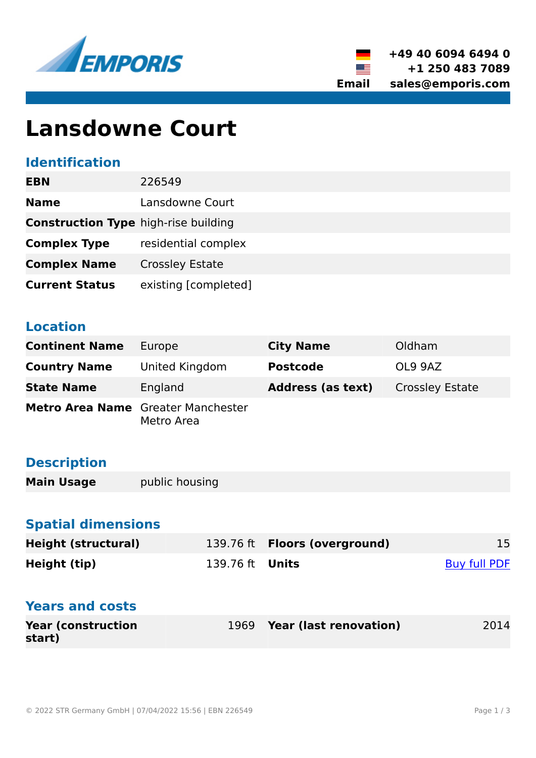EMPORIS

+49 40 6094 6494 0
+1 250 483 7089
Email sales@emporis.com

# Lansdowne Court

## Identification

| | |
|---|---|
| **EBN** | 226549 |
| **Name** | Lansdowne Court |
| **Construction Type** | high-rise building |
| **Complex Type** | residential complex |
| **Complex Name** | Crossley Estate |
| **Current Status** | existing [completed] |

## Location

| | | | |
|---|---|---|---|
| **Continent Name** | Europe | **City Name** | Oldham |
| **Country Name** | United Kingdom | **Postcode** | OL9 9AZ |
| **State Name** | England | **Address (as text)** | Crossley Estate |
| **Metro Area Name** | Greater Manchester Metro Area | | |

## Description

| | |
|---|---|
| **Main Usage** | public housing |

## Spatial dimensions

| | | | |
|---|---|---|---|
| **Height (structural)** | 139.76 ft | **Floors (overground)** | 15 |
| **Height (tip)** | 139.76 ft | **Units** | Buy full PDF |

## Years and costs

| | | | |
|---|---|---|---|
| **Year (construction start)** | 1969 | **Year (last renovation)** | 2014 |

© 2022 STR Germany GmbH | 07/04/2022 15:56 | EBN 226549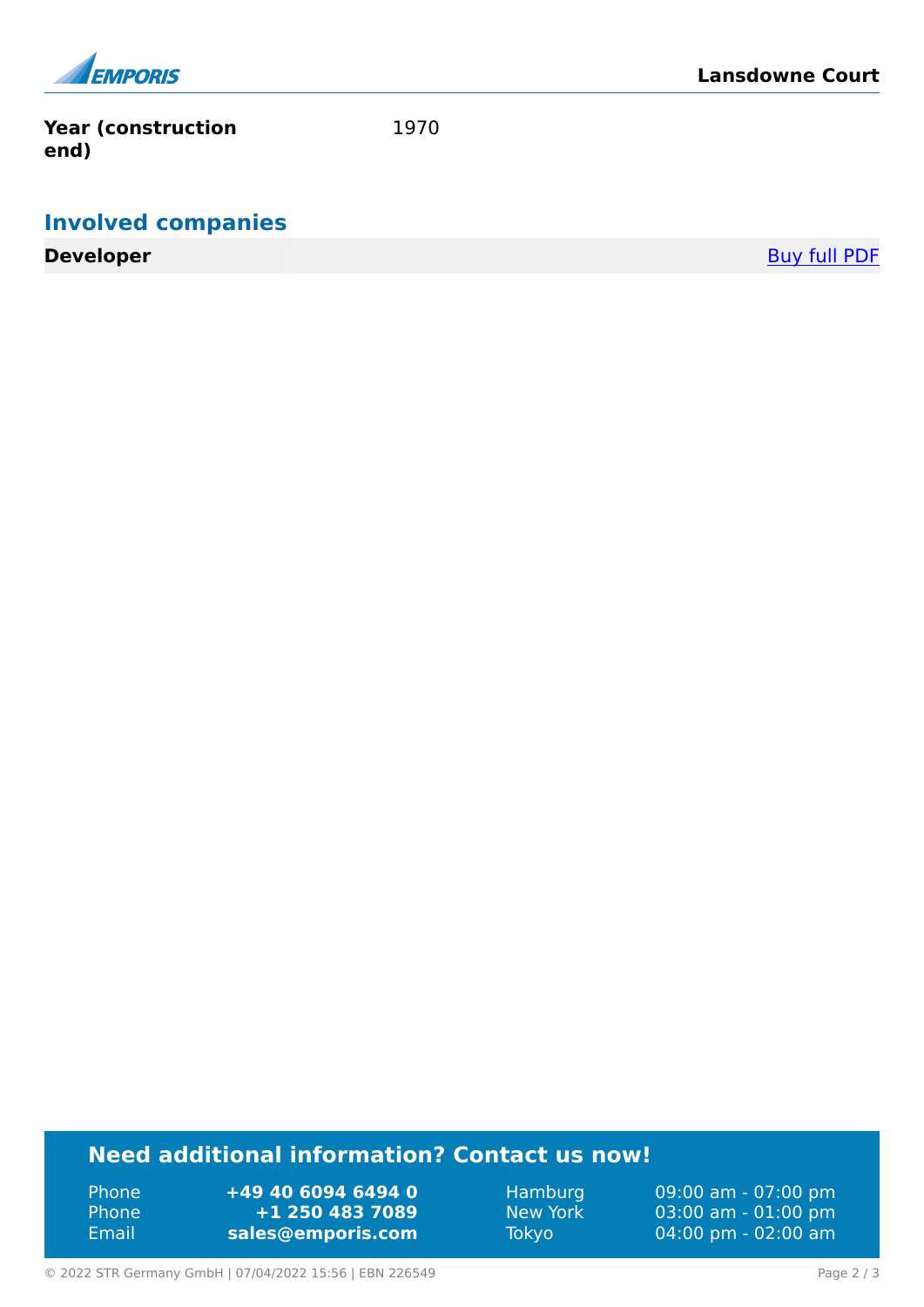| | |
|---|---|
| **Year (construction end)** | 1970 |

## Involved companies

| | | |
|---|---|---|
| **Developer** | | Buy full PDF |

## Need additional information? Contact us now!

| | | | |
|---|---|---|---|
| Phone | **+49 40 6094 6494 0** | Hamburg | 09:00 am - 07:00 pm |
| Phone | **+1 250 483 7089** | New York | 03:00 am - 01:00 pm |
| Email | **sales@emporis.com** | Tokyo | 04:00 pm - 02:00 am |

© 2022 STR Germany GmbH | 07/04/2022 15:56 | EBN 226549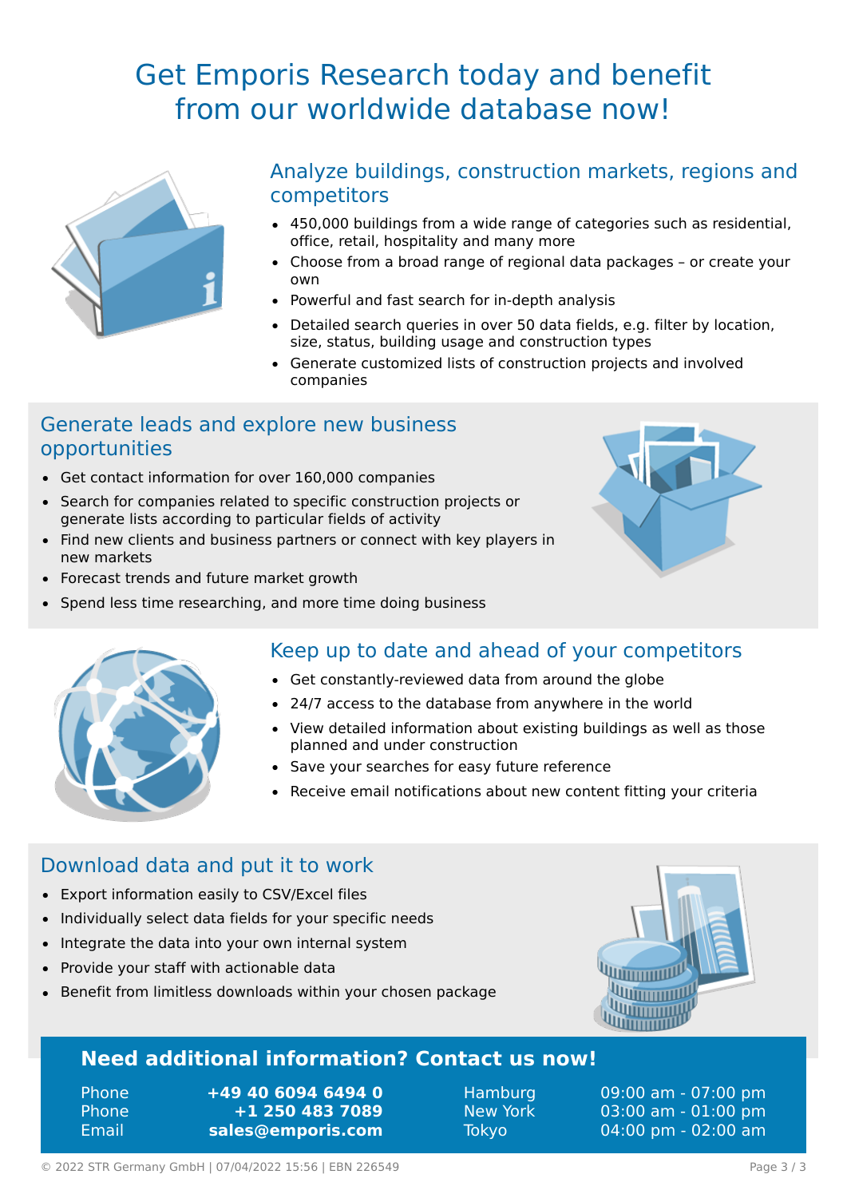# Get Emporis Research today and benefit from our worldwide database now!

## Analyze buildings, construction markets, regions and competitors

- 450,000 buildings from a wide range of categories such as residential, office, retail, hospitality and many more
- Choose from a broad range of regional data packages – or create your own
- Powerful and fast search for in-depth analysis
- Detailed search queries in over 50 data fields, e.g. filter by location, size, status, building usage and construction types
- Generate customized lists of construction projects and involved companies

## Generate leads and explore new business opportunities

- Get contact information for over 160,000 companies
- Search for companies related to specific construction projects or generate lists according to particular fields of activity
- Find new clients and business partners or connect with key players in new markets
- Forecast trends and future market growth
- Spend less time researching, and more time doing business

## Keep up to date and ahead of your competitors

- Get constantly-reviewed data from around the globe
- 24/7 access to the database from anywhere in the world
- View detailed information about existing buildings as well as those planned and under construction
- Save your searches for easy future reference
- Receive email notifications about new content fitting your criteria

## Download data and put it to work

- Export information easily to CSV/Excel files
- Individually select data fields for your specific needs
- Integrate the data into your own internal system
- Provide your staff with actionable data
- Benefit from limitless downloads within your chosen package

### Need additional information? Contact us now!

| | | | |
|---|---|---|---|
| Phone | **+49 40 6094 6494 0** | Hamburg | 09:00 am - 07:00 pm |
| Phone | **+1 250 483 7089** | New York | 03:00 am - 01:00 pm |
| Email | **sales@emporis.com** | Tokyo | 04:00 pm - 02:00 am |

© 2022 STR Germany GmbH | 07/04/2022 15:56 | EBN 226549